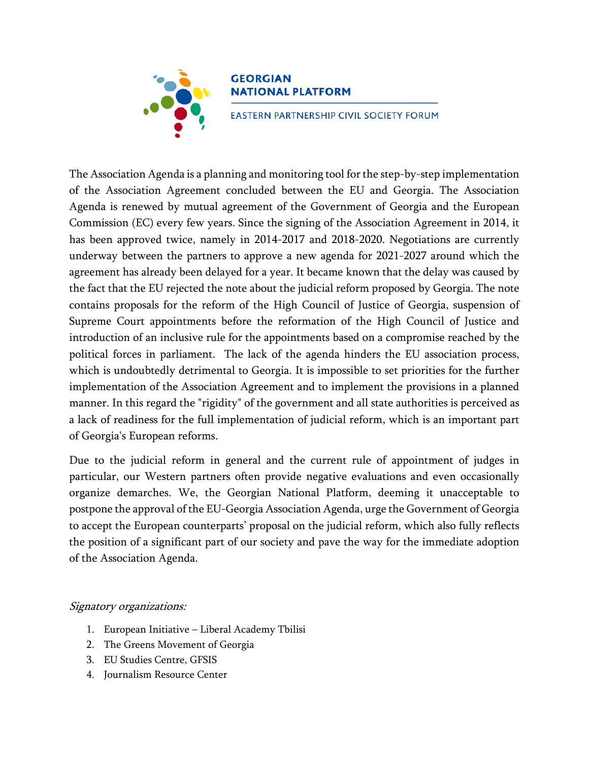**GEORGIAN NATIONAL PLATFORM**

EASTERN PARTNERSHIP CIVIL SOCIETY FORUM

The Association Agenda is a planning and monitoring tool for the step-by-step implementation of the Association Agreement concluded between the EU and Georgia. The Association Agenda is renewed by mutual agreement of the Government of Georgia and the European Commission (EC) every few years. Since the signing of the Association Agreement in 2014, it has been approved twice, namely in 2014-2017 and 2018-2020. Negotiations are currently underway between the partners to approve a new agenda for 2021-2027 around which the agreement has already been delayed for a year. It became known that the delay was caused by the fact that the EU rejected the note about the judicial reform proposed by Georgia. The note contains proposals for the reform of the High Council of Justice of Georgia, suspension of Supreme Court appointments before the reformation of the High Council of Justice and introduction of an inclusive rule for the appointments based on a compromise reached by the political forces in parliament. The lack of the agenda hinders the EU association process, which is undoubtedly detrimental to Georgia. It is impossible to set priorities for the further implementation of the Association Agreement and to implement the provisions in a planned manner. In this regard the "rigidity" of the government and all state authorities is perceived as a lack of readiness for the full implementation of judicial reform, which is an important part of Georgia's European reforms.

Due to the judicial reform in general and the current rule of appointment of judges in particular, our Western partners often provide negative evaluations and even occasionally organize demarches. We, the Georgian National Platform, deeming it unacceptable to postpone the approval of the EU-Georgia Association Agenda, urge the Government of Georgia to accept the European counterparts' proposal on the judicial reform, which also fully reflects the position of a significant part of our society and pave the way for the immediate adoption of the Association Agenda.

*Signatory organizations:*

1. European Initiative – Liberal Academy Tbilisi
2. The Greens Movement of Georgia
3. EU Studies Centre, GFSIS
4. Journalism Resource Center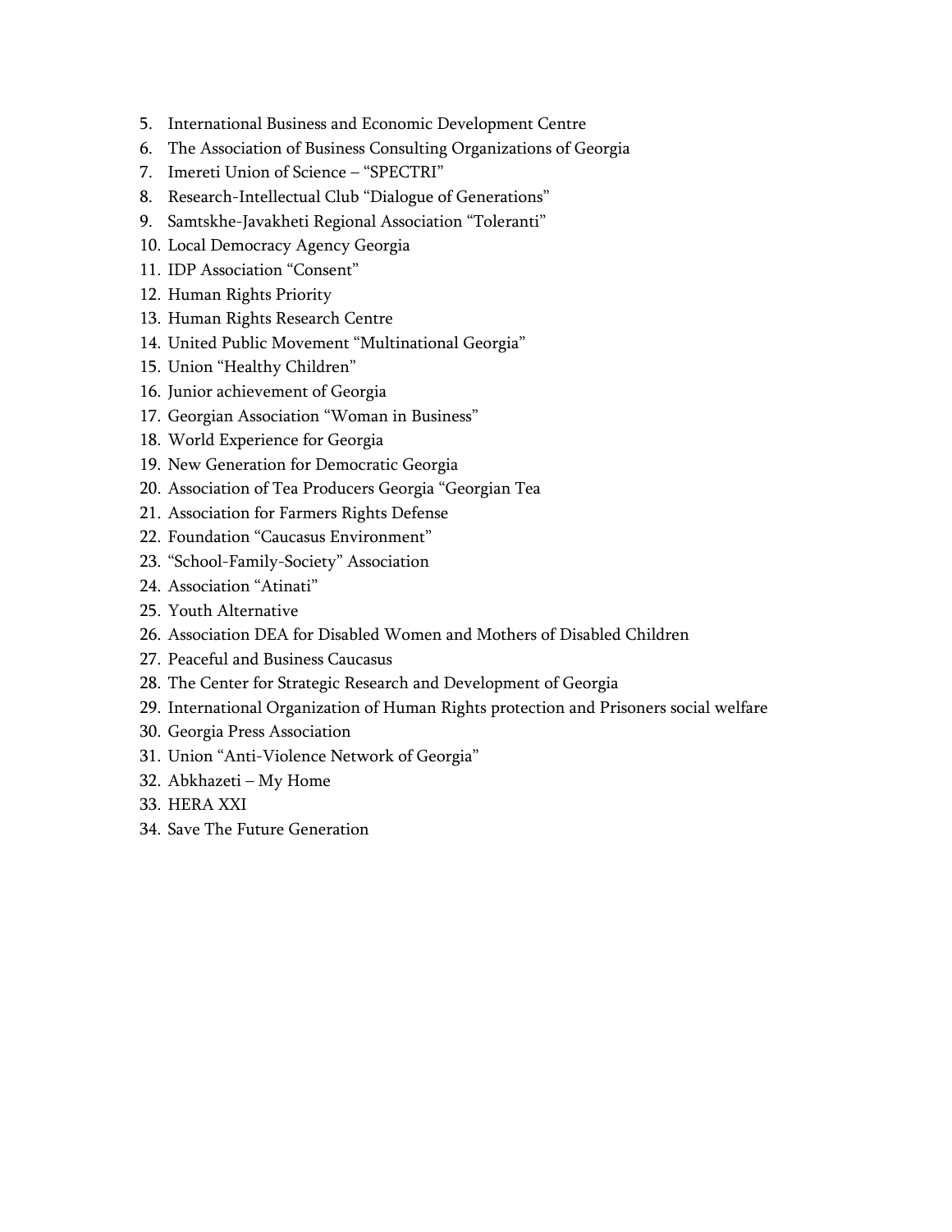5. International Business and Economic Development Centre
6. The Association of Business Consulting Organizations of Georgia
7. Imereti Union of Science – "SPECTRI"
8. Research-Intellectual Club "Dialogue of Generations"
9. Samtskhe-Javakheti Regional Association "Toleranti"
10. Local Democracy Agency Georgia
11. IDP Association "Consent"
12. Human Rights Priority
13. Human Rights Research Centre
14. United Public Movement "Multinational Georgia"
15. Union "Healthy Children"
16. Junior achievement of Georgia
17. Georgian Association "Woman in Business"
18. World Experience for Georgia
19. New Generation for Democratic Georgia
20. Association of Tea Producers Georgia "Georgian Tea
21. Association for Farmers Rights Defense
22. Foundation "Caucasus Environment"
23. "School-Family-Society" Association
24. Association "Atinati"
25. Youth Alternative
26. Association DEA for Disabled Women and Mothers of Disabled Children
27. Peaceful and Business Caucasus
28. The Center for Strategic Research and Development of Georgia
29. International Organization of Human Rights protection and Prisoners social welfare
30. Georgia Press Association
31. Union "Anti-Violence Network of Georgia"
32. Abkhazeti – My Home
33. HERA XXI
34. Save The Future Generation